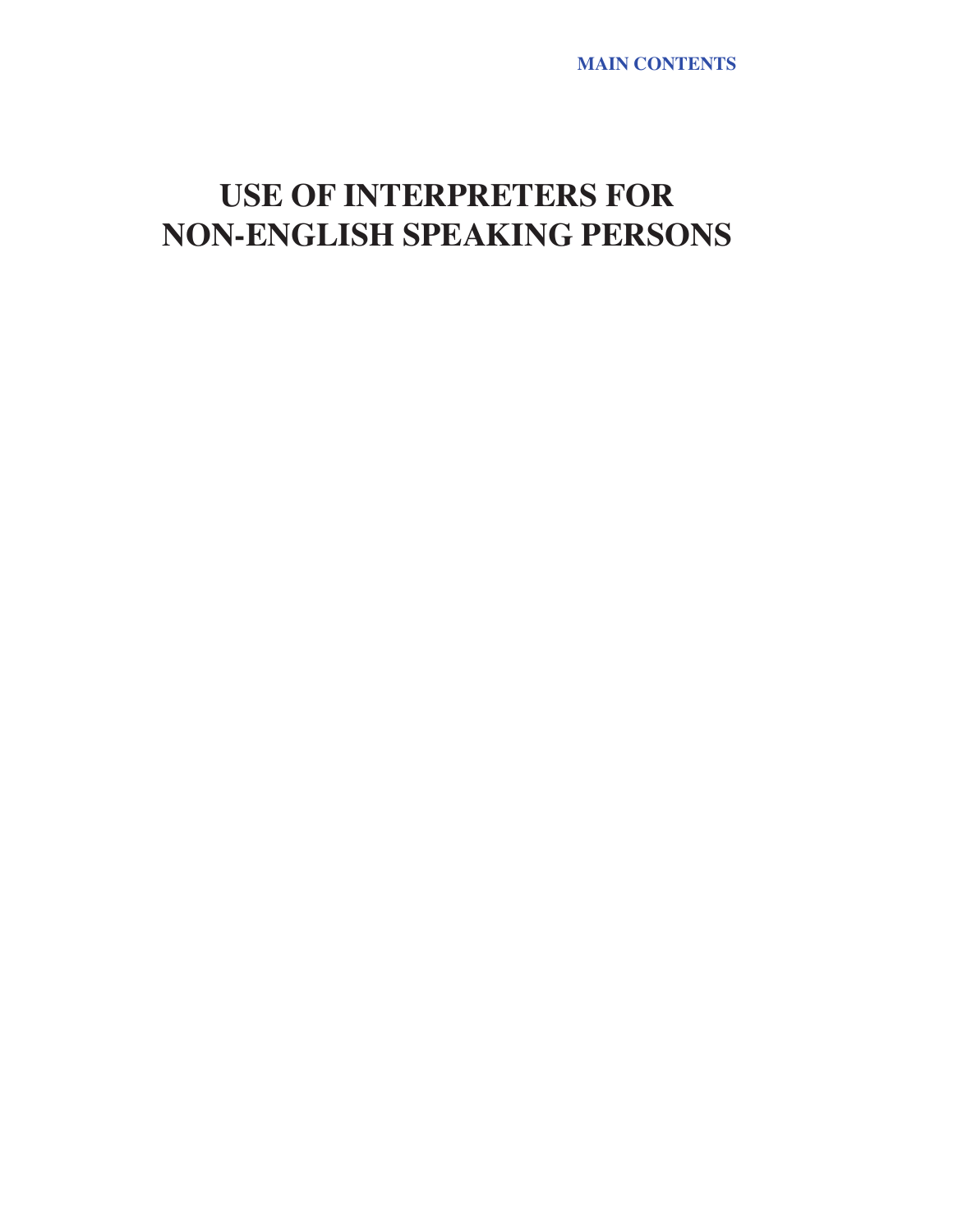MAIN CONTENTS

# USE OF INTERPRETERS FOR NON-ENGLISH SPEAKING PERSONS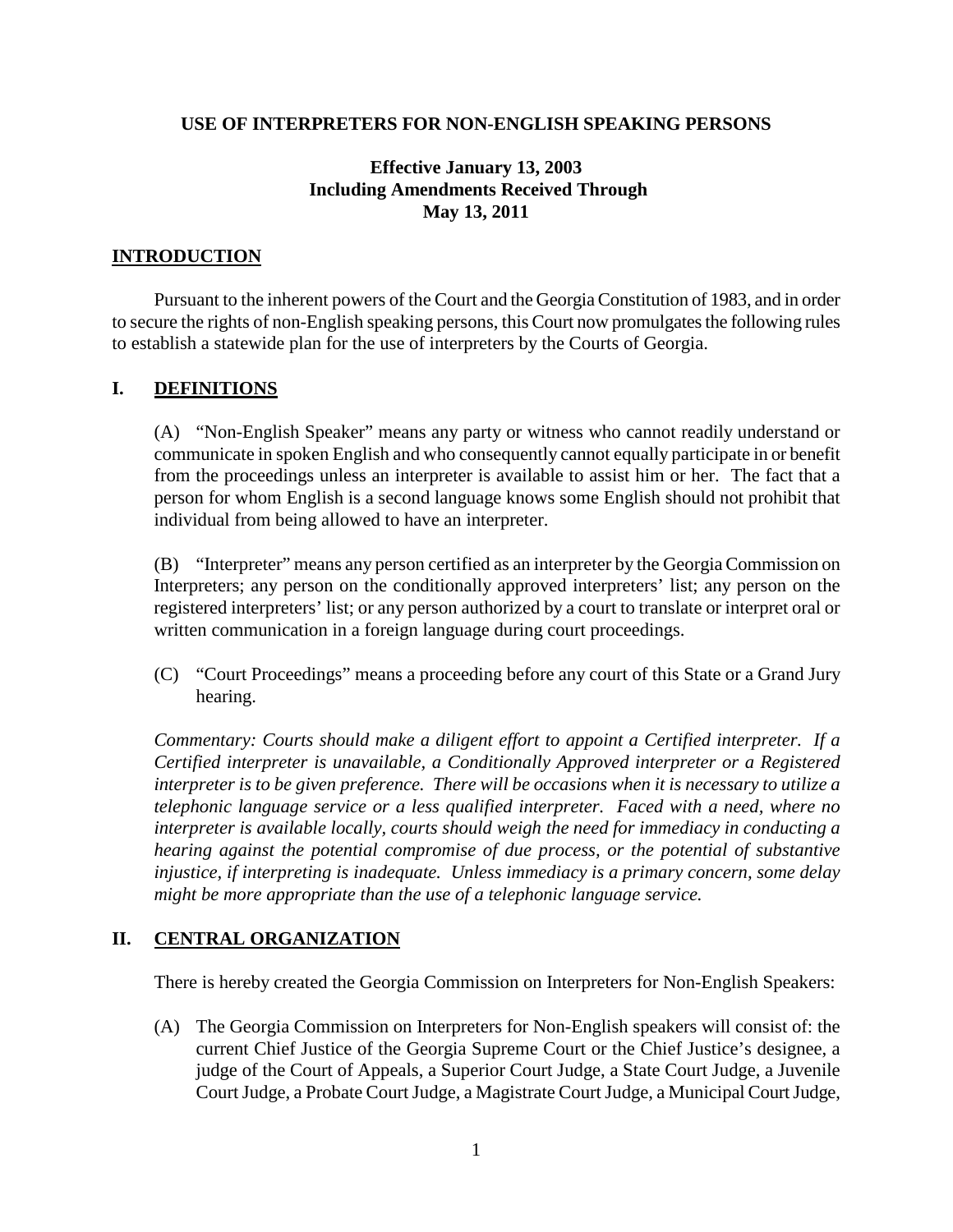**USE OF INTERPRETERS FOR NON-ENGLISH SPEAKING PERSONS**

**Effective January 13, 2003**
**Including Amendments Received Through**
**May 13, 2011**

## INTRODUCTION

Pursuant to the inherent powers of the Court and the Georgia Constitution of 1983, and in order to secure the rights of non-English speaking persons, this Court now promulgates the following rules to establish a statewide plan for the use of interpreters by the Courts of Georgia.

## I. DEFINITIONS

(A) "Non-English Speaker" means any party or witness who cannot readily understand or communicate in spoken English and who consequently cannot equally participate in or benefit from the proceedings unless an interpreter is available to assist him or her. The fact that a person for whom English is a second language knows some English should not prohibit that individual from being allowed to have an interpreter.

(B) "Interpreter" means any person certified as an interpreter by the Georgia Commission on Interpreters; any person on the conditionally approved interpreters' list; any person on the registered interpreters' list; or any person authorized by a court to translate or interpret oral or written communication in a foreign language during court proceedings.

(C) "Court Proceedings" means a proceeding before any court of this State or a Grand Jury hearing.

*Commentary: Courts should make a diligent effort to appoint a Certified interpreter. If a Certified interpreter is unavailable, a Conditionally Approved interpreter or a Registered interpreter is to be given preference. There will be occasions when it is necessary to utilize a telephonic language service or a less qualified interpreter. Faced with a need, where no interpreter is available locally, courts should weigh the need for immediacy in conducting a hearing against the potential compromise of due process, or the potential of substantive injustice, if interpreting is inadequate. Unless immediacy is a primary concern, some delay might be more appropriate than the use of a telephonic language service.*

## II. CENTRAL ORGANIZATION

There is hereby created the Georgia Commission on Interpreters for Non-English Speakers:

(A) The Georgia Commission on Interpreters for Non-English speakers will consist of: the current Chief Justice of the Georgia Supreme Court or the Chief Justice's designee, a judge of the Court of Appeals, a Superior Court Judge, a State Court Judge, a Juvenile Court Judge, a Probate Court Judge, a Magistrate Court Judge, a Municipal Court Judge,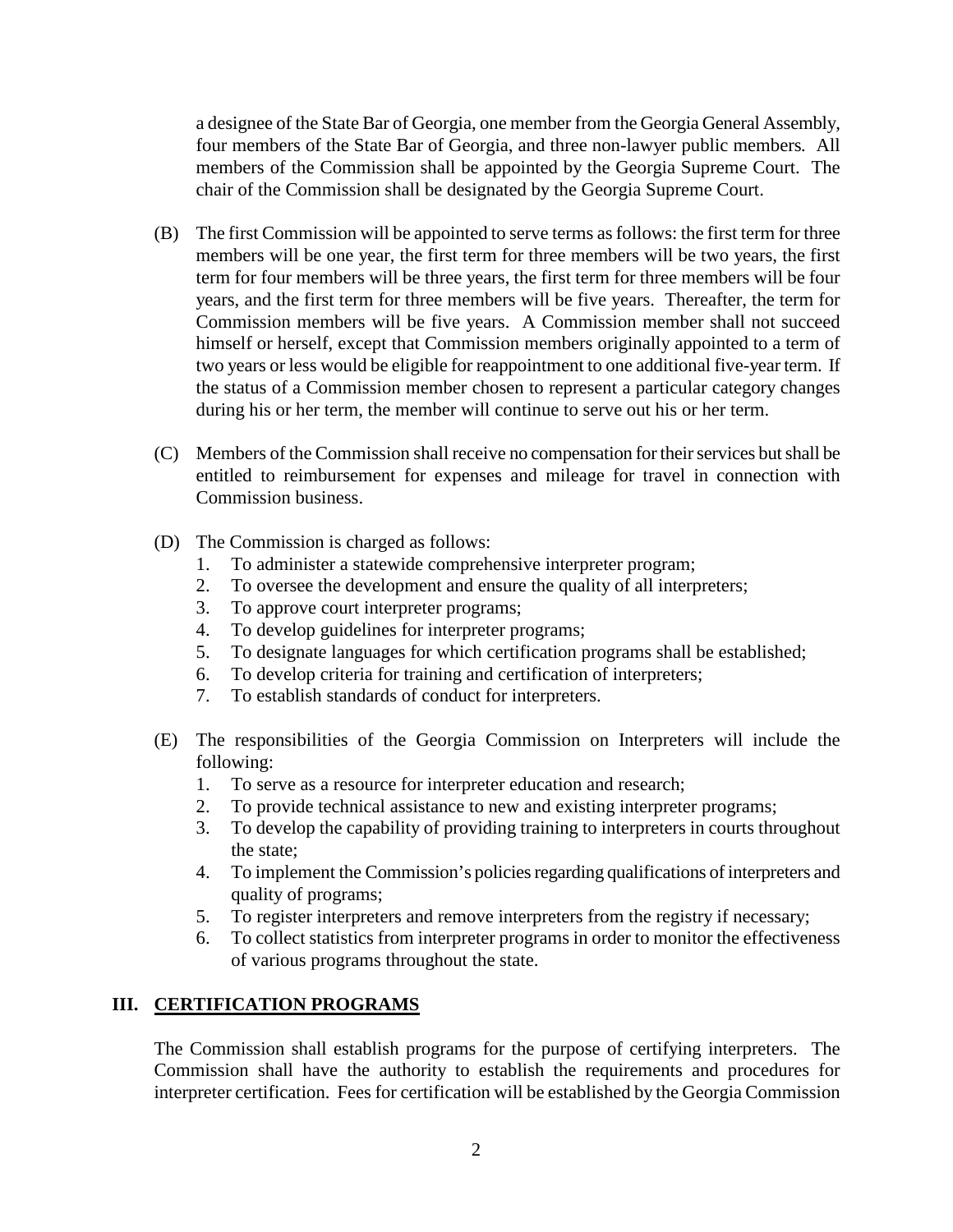a designee of the State Bar of Georgia, one member from the Georgia General Assembly, four members of the State Bar of Georgia, and three non-lawyer public members. All members of the Commission shall be appointed by the Georgia Supreme Court. The chair of the Commission shall be designated by the Georgia Supreme Court.

(B) The first Commission will be appointed to serve terms as follows: the first term for three members will be one year, the first term for three members will be two years, the first term for four members will be three years, the first term for three members will be four years, and the first term for three members will be five years. Thereafter, the term for Commission members will be five years. A Commission member shall not succeed himself or herself, except that Commission members originally appointed to a term of two years or less would be eligible for reappointment to one additional five-year term. If the status of a Commission member chosen to represent a particular category changes during his or her term, the member will continue to serve out his or her term.

(C) Members of the Commission shall receive no compensation for their services but shall be entitled to reimbursement for expenses and mileage for travel in connection with Commission business.

(D) The Commission is charged as follows:

1. To administer a statewide comprehensive interpreter program;
2. To oversee the development and ensure the quality of all interpreters;
3. To approve court interpreter programs;
4. To develop guidelines for interpreter programs;
5. To designate languages for which certification programs shall be established;
6. To develop criteria for training and certification of interpreters;
7. To establish standards of conduct for interpreters.

(E) The responsibilities of the Georgia Commission on Interpreters will include the following:

1. To serve as a resource for interpreter education and research;
2. To provide technical assistance to new and existing interpreter programs;
3. To develop the capability of providing training to interpreters in courts throughout the state;
4. To implement the Commission's policies regarding qualifications of interpreters and quality of programs;
5. To register interpreters and remove interpreters from the registry if necessary;
6. To collect statistics from interpreter programs in order to monitor the effectiveness of various programs throughout the state.

## III. CERTIFICATION PROGRAMS

The Commission shall establish programs for the purpose of certifying interpreters. The Commission shall have the authority to establish the requirements and procedures for interpreter certification. Fees for certification will be established by the Georgia Commission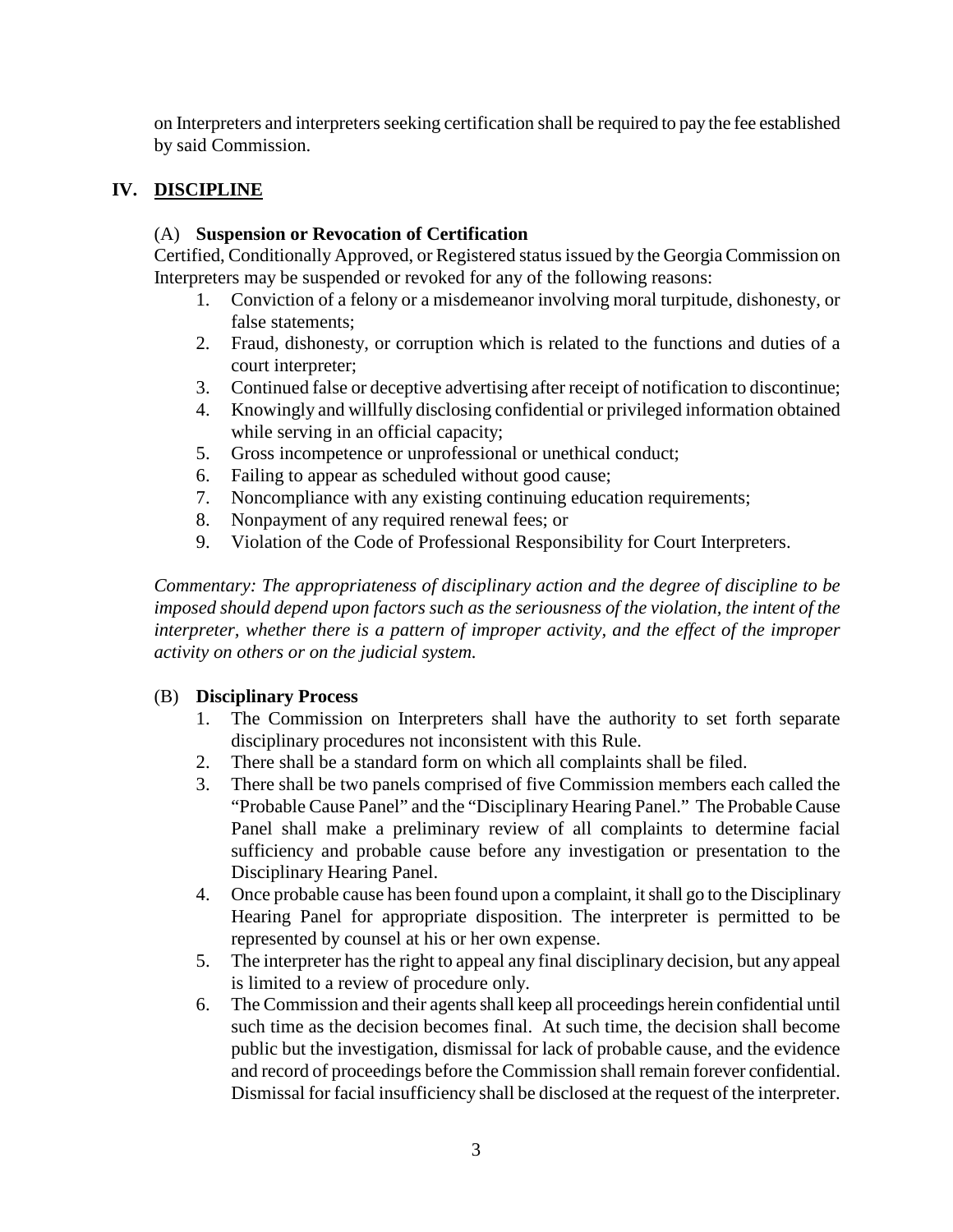on Interpreters and interpreters seeking certification shall be required to pay the fee established by said Commission.

## IV. DISCIPLINE

### (A) Suspension or Revocation of Certification

Certified, Conditionally Approved, or Registered status issued by the Georgia Commission on Interpreters may be suspended or revoked for any of the following reasons:

1. Conviction of a felony or a misdemeanor involving moral turpitude, dishonesty, or false statements;
2. Fraud, dishonesty, or corruption which is related to the functions and duties of a court interpreter;
3. Continued false or deceptive advertising after receipt of notification to discontinue;
4. Knowingly and willfully disclosing confidential or privileged information obtained while serving in an official capacity;
5. Gross incompetence or unprofessional or unethical conduct;
6. Failing to appear as scheduled without good cause;
7. Noncompliance with any existing continuing education requirements;
8. Nonpayment of any required renewal fees; or
9. Violation of the Code of Professional Responsibility for Court Interpreters.

*Commentary: The appropriateness of disciplinary action and the degree of discipline to be imposed should depend upon factors such as the seriousness of the violation, the intent of the interpreter, whether there is a pattern of improper activity, and the effect of the improper activity on others or on the judicial system.*

### (B) Disciplinary Process

1. The Commission on Interpreters shall have the authority to set forth separate disciplinary procedures not inconsistent with this Rule.
2. There shall be a standard form on which all complaints shall be filed.
3. There shall be two panels comprised of five Commission members each called the "Probable Cause Panel" and the "Disciplinary Hearing Panel." The Probable Cause Panel shall make a preliminary review of all complaints to determine facial sufficiency and probable cause before any investigation or presentation to the Disciplinary Hearing Panel.
4. Once probable cause has been found upon a complaint, it shall go to the Disciplinary Hearing Panel for appropriate disposition. The interpreter is permitted to be represented by counsel at his or her own expense.
5. The interpreter has the right to appeal any final disciplinary decision, but any appeal is limited to a review of procedure only.
6. The Commission and their agents shall keep all proceedings herein confidential until such time as the decision becomes final. At such time, the decision shall become public but the investigation, dismissal for lack of probable cause, and the evidence and record of proceedings before the Commission shall remain forever confidential. Dismissal for facial insufficiency shall be disclosed at the request of the interpreter.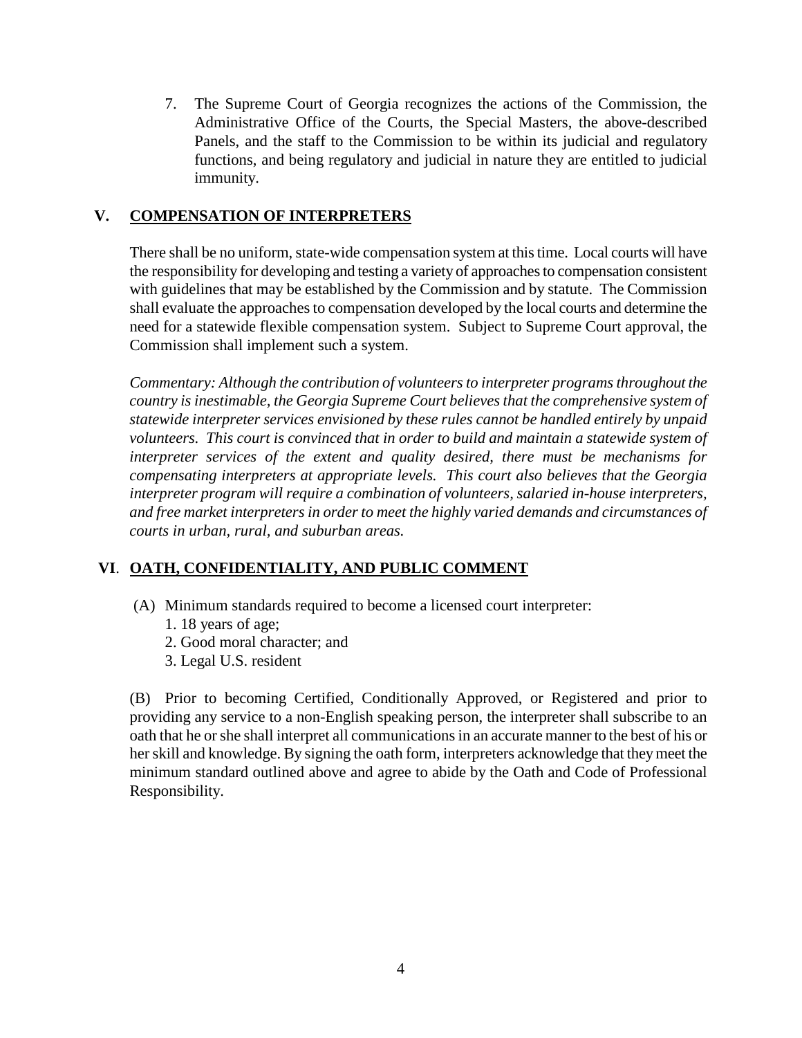7. The Supreme Court of Georgia recognizes the actions of the Commission, the Administrative Office of the Courts, the Special Masters, the above-described Panels, and the staff to the Commission to be within its judicial and regulatory functions, and being regulatory and judicial in nature they are entitled to judicial immunity.

## V. COMPENSATION OF INTERPRETERS

There shall be no uniform, state-wide compensation system at this time. Local courts will have the responsibility for developing and testing a variety of approaches to compensation consistent with guidelines that may be established by the Commission and by statute. The Commission shall evaluate the approaches to compensation developed by the local courts and determine the need for a statewide flexible compensation system. Subject to Supreme Court approval, the Commission shall implement such a system.

*Commentary: Although the contribution of volunteers to interpreter programs throughout the country is inestimable, the Georgia Supreme Court believes that the comprehensive system of statewide interpreter services envisioned by these rules cannot be handled entirely by unpaid volunteers. This court is convinced that in order to build and maintain a statewide system of interpreter services of the extent and quality desired, there must be mechanisms for compensating interpreters at appropriate levels. This court also believes that the Georgia interpreter program will require a combination of volunteers, salaried in-house interpreters, and free market interpreters in order to meet the highly varied demands and circumstances of courts in urban, rural, and suburban areas.*

## VI. OATH, CONFIDENTIALITY, AND PUBLIC COMMENT

(A) Minimum standards required to become a licensed court interpreter:

1. 18 years of age;
2. Good moral character; and
3. Legal U.S. resident

(B) Prior to becoming Certified, Conditionally Approved, or Registered and prior to providing any service to a non-English speaking person, the interpreter shall subscribe to an oath that he or she shall interpret all communications in an accurate manner to the best of his or her skill and knowledge. By signing the oath form, interpreters acknowledge that they meet the minimum standard outlined above and agree to abide by the Oath and Code of Professional Responsibility.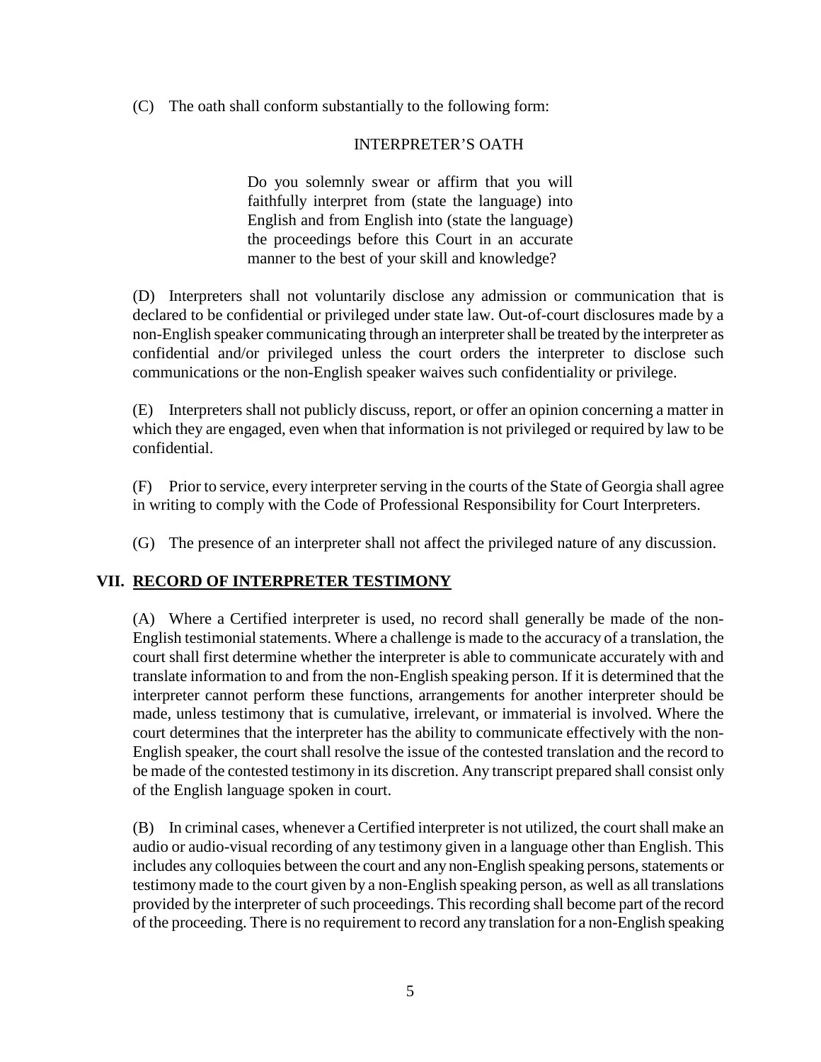(C) The oath shall conform substantially to the following form:

INTERPRETER'S OATH

> Do you solemnly swear or affirm that you will faithfully interpret from (state the language) into English and from English into (state the language) the proceedings before this Court in an accurate manner to the best of your skill and knowledge?

(D) Interpreters shall not voluntarily disclose any admission or communication that is declared to be confidential or privileged under state law. Out-of-court disclosures made by a non-English speaker communicating through an interpreter shall be treated by the interpreter as confidential and/or privileged unless the court orders the interpreter to disclose such communications or the non-English speaker waives such confidentiality or privilege.

(E) Interpreters shall not publicly discuss, report, or offer an opinion concerning a matter in which they are engaged, even when that information is not privileged or required by law to be confidential.

(F) Prior to service, every interpreter serving in the courts of the State of Georgia shall agree in writing to comply with the Code of Professional Responsibility for Court Interpreters.

(G) The presence of an interpreter shall not affect the privileged nature of any discussion.

## VII. RECORD OF INTERPRETER TESTIMONY

(A) Where a Certified interpreter is used, no record shall generally be made of the non-English testimonial statements. Where a challenge is made to the accuracy of a translation, the court shall first determine whether the interpreter is able to communicate accurately with and translate information to and from the non-English speaking person. If it is determined that the interpreter cannot perform these functions, arrangements for another interpreter should be made, unless testimony that is cumulative, irrelevant, or immaterial is involved. Where the court determines that the interpreter has the ability to communicate effectively with the non-English speaker, the court shall resolve the issue of the contested translation and the record to be made of the contested testimony in its discretion. Any transcript prepared shall consist only of the English language spoken in court.

(B) In criminal cases, whenever a Certified interpreter is not utilized, the court shall make an audio or audio-visual recording of any testimony given in a language other than English. This includes any colloquies between the court and any non-English speaking persons, statements or testimony made to the court given by a non-English speaking person, as well as all translations provided by the interpreter of such proceedings. This recording shall become part of the record of the proceeding. There is no requirement to record any translation for a non-English speaking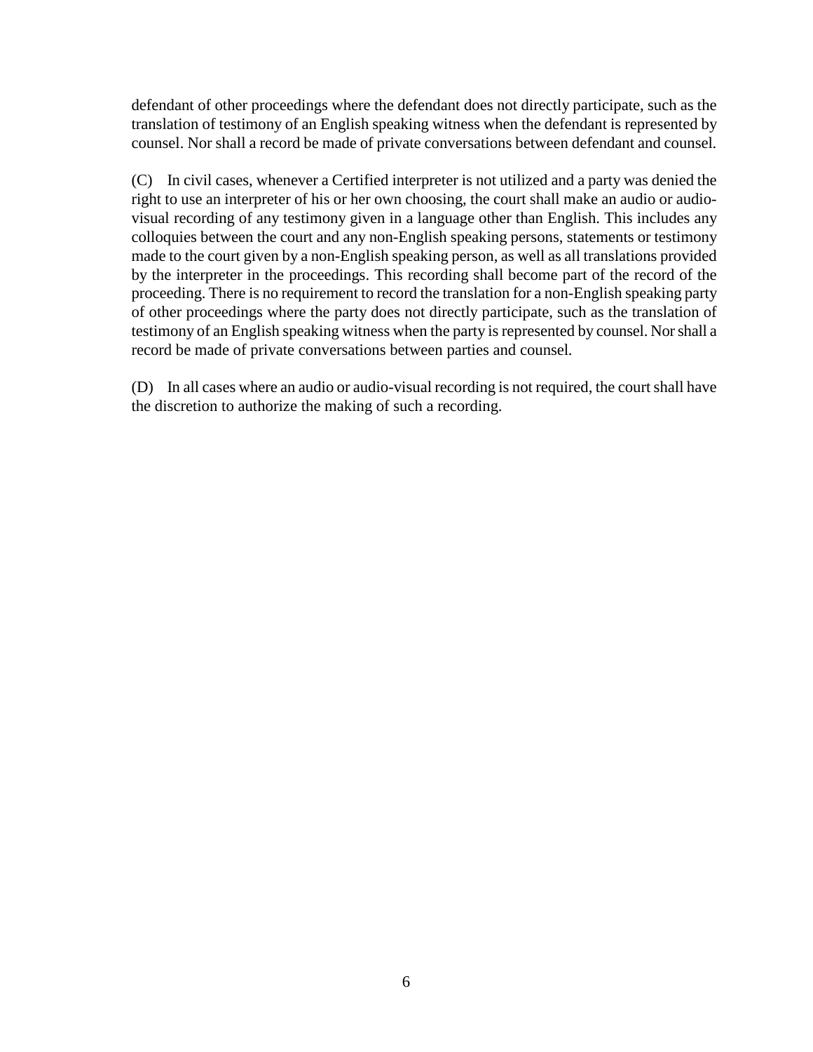defendant of other proceedings where the defendant does not directly participate, such as the translation of testimony of an English speaking witness when the defendant is represented by counsel. Nor shall a record be made of private conversations between defendant and counsel.

(C) In civil cases, whenever a Certified interpreter is not utilized and a party was denied the right to use an interpreter of his or her own choosing, the court shall make an audio or audio-visual recording of any testimony given in a language other than English. This includes any colloquies between the court and any non-English speaking persons, statements or testimony made to the court given by a non-English speaking person, as well as all translations provided by the interpreter in the proceedings. This recording shall become part of the record of the proceeding. There is no requirement to record the translation for a non-English speaking party of other proceedings where the party does not directly participate, such as the translation of testimony of an English speaking witness when the party is represented by counsel. Nor shall a record be made of private conversations between parties and counsel.

(D) In all cases where an audio or audio-visual recording is not required, the court shall have the discretion to authorize the making of such a recording.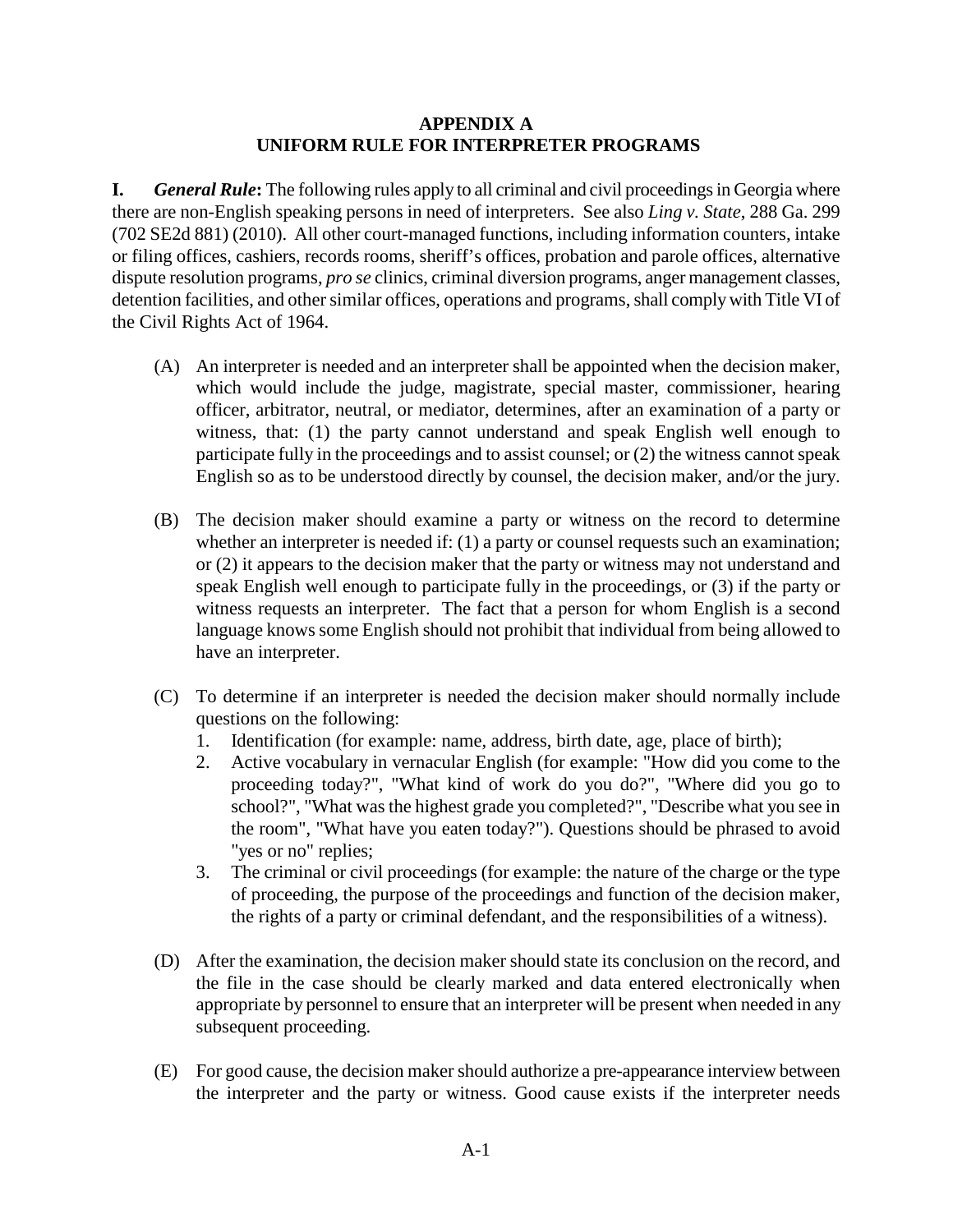# APPENDIX A
# UNIFORM RULE FOR INTERPRETER PROGRAMS

**I.** ***General Rule*:** The following rules apply to all criminal and civil proceedings in Georgia where there are non-English speaking persons in need of interpreters. See also *Ling v. State*, 288 Ga. 299 (702 SE2d 881) (2010). All other court-managed functions, including information counters, intake or filing offices, cashiers, records rooms, sheriff's offices, probation and parole offices, alternative dispute resolution programs, *pro se* clinics, criminal diversion programs, anger management classes, detention facilities, and other similar offices, operations and programs, shall comply with Title VI of the Civil Rights Act of 1964.

(A) An interpreter is needed and an interpreter shall be appointed when the decision maker, which would include the judge, magistrate, special master, commissioner, hearing officer, arbitrator, neutral, or mediator, determines, after an examination of a party or witness, that: (1) the party cannot understand and speak English well enough to participate fully in the proceedings and to assist counsel; or (2) the witness cannot speak English so as to be understood directly by counsel, the decision maker, and/or the jury.

(B) The decision maker should examine a party or witness on the record to determine whether an interpreter is needed if: (1) a party or counsel requests such an examination; or (2) it appears to the decision maker that the party or witness may not understand and speak English well enough to participate fully in the proceedings, or (3) if the party or witness requests an interpreter. The fact that a person for whom English is a second language knows some English should not prohibit that individual from being allowed to have an interpreter.

(C) To determine if an interpreter is needed the decision maker should normally include questions on the following:
   1. Identification (for example: name, address, birth date, age, place of birth);
   2. Active vocabulary in vernacular English (for example: "How did you come to the proceeding today?", "What kind of work do you do?", "Where did you go to school?", "What was the highest grade you completed?", "Describe what you see in the room", "What have you eaten today?"). Questions should be phrased to avoid "yes or no" replies;
   3. The criminal or civil proceedings (for example: the nature of the charge or the type of proceeding, the purpose of the proceedings and function of the decision maker, the rights of a party or criminal defendant, and the responsibilities of a witness).

(D) After the examination, the decision maker should state its conclusion on the record, and the file in the case should be clearly marked and data entered electronically when appropriate by personnel to ensure that an interpreter will be present when needed in any subsequent proceeding.

(E) For good cause, the decision maker should authorize a pre-appearance interview between the interpreter and the party or witness. Good cause exists if the interpreter needs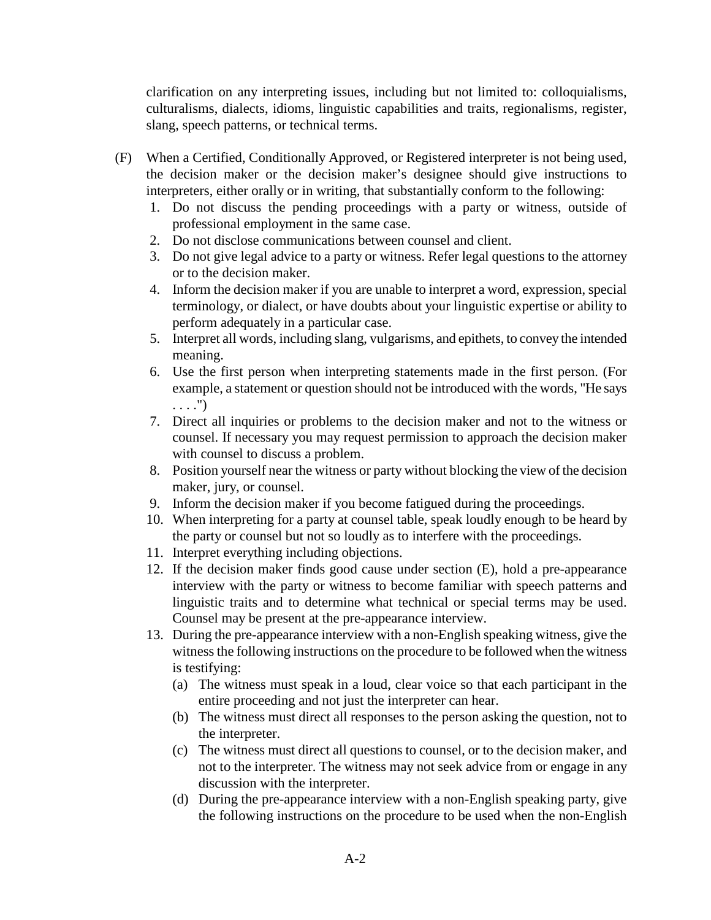clarification on any interpreting issues, including but not limited to: colloquialisms, culturalisms, dialects, idioms, linguistic capabilities and traits, regionalisms, register, slang, speech patterns, or technical terms.

(F) When a Certified, Conditionally Approved, or Registered interpreter is not being used, the decision maker or the decision maker's designee should give instructions to interpreters, either orally or in writing, that substantially conform to the following:

1. Do not discuss the pending proceedings with a party or witness, outside of professional employment in the same case.
2. Do not disclose communications between counsel and client.
3. Do not give legal advice to a party or witness. Refer legal questions to the attorney or to the decision maker.
4. Inform the decision maker if you are unable to interpret a word, expression, special terminology, or dialect, or have doubts about your linguistic expertise or ability to perform adequately in a particular case.
5. Interpret all words, including slang, vulgarisms, and epithets, to convey the intended meaning.
6. Use the first person when interpreting statements made in the first person. (For example, a statement or question should not be introduced with the words, "He says . . . .")
7. Direct all inquiries or problems to the decision maker and not to the witness or counsel. If necessary you may request permission to approach the decision maker with counsel to discuss a problem.
8. Position yourself near the witness or party without blocking the view of the decision maker, jury, or counsel.
9. Inform the decision maker if you become fatigued during the proceedings.
10. When interpreting for a party at counsel table, speak loudly enough to be heard by the party or counsel but not so loudly as to interfere with the proceedings.
11. Interpret everything including objections.
12. If the decision maker finds good cause under section (E), hold a pre-appearance interview with the party or witness to become familiar with speech patterns and linguistic traits and to determine what technical or special terms may be used. Counsel may be present at the pre-appearance interview.
13. During the pre-appearance interview with a non-English speaking witness, give the witness the following instructions on the procedure to be followed when the witness is testifying:
    (a) The witness must speak in a loud, clear voice so that each participant in the entire proceeding and not just the interpreter can hear.
    (b) The witness must direct all responses to the person asking the question, not to the interpreter.
    (c) The witness must direct all questions to counsel, or to the decision maker, and not to the interpreter. The witness may not seek advice from or engage in any discussion with the interpreter.
    (d) During the pre-appearance interview with a non-English speaking party, give the following instructions on the procedure to be used when the non-English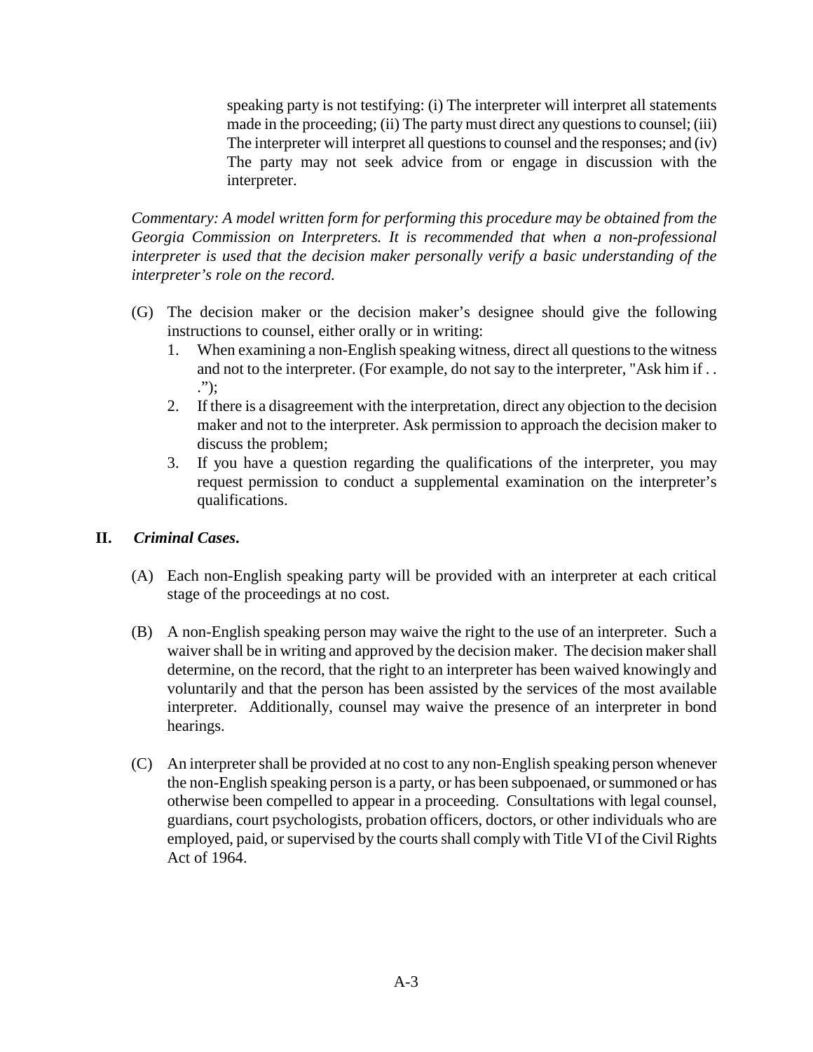speaking party is not testifying: (i) The interpreter will interpret all statements made in the proceeding; (ii) The party must direct any questions to counsel; (iii) The interpreter will interpret all questions to counsel and the responses; and (iv) The party may not seek advice from or engage in discussion with the interpreter.

*Commentary: A model written form for performing this procedure may be obtained from the Georgia Commission on Interpreters. It is recommended that when a non-professional interpreter is used that the decision maker personally verify a basic understanding of the interpreter's role on the record.*

(G) The decision maker or the decision maker's designee should give the following instructions to counsel, either orally or in writing:

1. When examining a non-English speaking witness, direct all questions to the witness and not to the interpreter. (For example, do not say to the interpreter, "Ask him if . . .");
2. If there is a disagreement with the interpretation, direct any objection to the decision maker and not to the interpreter. Ask permission to approach the decision maker to discuss the problem;
3. If you have a question regarding the qualifications of the interpreter, you may request permission to conduct a supplemental examination on the interpreter's qualifications.

## II. *Criminal Cases*.

(A) Each non-English speaking party will be provided with an interpreter at each critical stage of the proceedings at no cost.

(B) A non-English speaking person may waive the right to the use of an interpreter. Such a waiver shall be in writing and approved by the decision maker. The decision maker shall determine, on the record, that the right to an interpreter has been waived knowingly and voluntarily and that the person has been assisted by the services of the most available interpreter. Additionally, counsel may waive the presence of an interpreter in bond hearings.

(C) An interpreter shall be provided at no cost to any non-English speaking person whenever the non-English speaking person is a party, or has been subpoenaed, or summoned or has otherwise been compelled to appear in a proceeding. Consultations with legal counsel, guardians, court psychologists, probation officers, doctors, or other individuals who are employed, paid, or supervised by the courts shall comply with Title VI of the Civil Rights Act of 1964.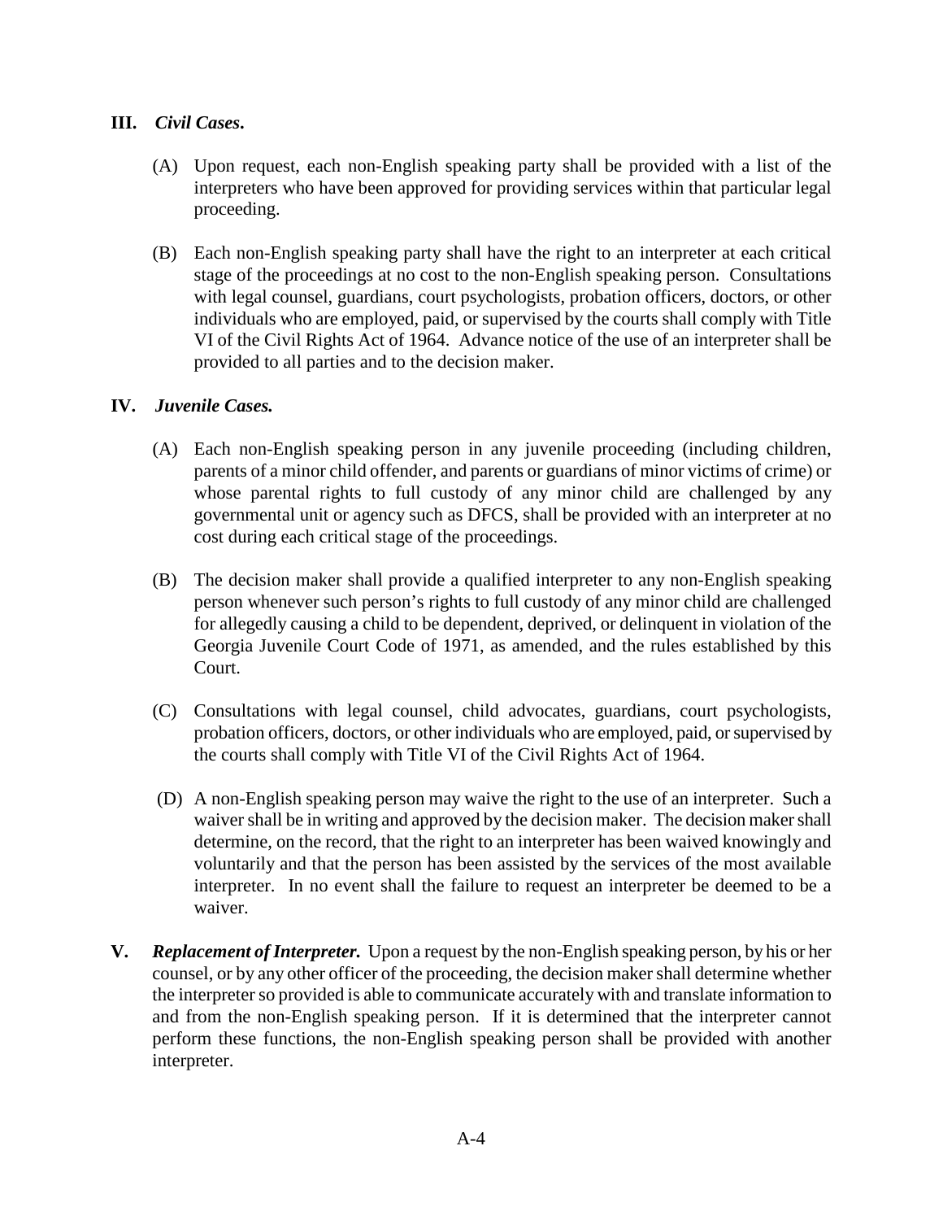**III.** ***Civil Cases*****.**

(A) Upon request, each non-English speaking party shall be provided with a list of the interpreters who have been approved for providing services within that particular legal proceeding.

(B) Each non-English speaking party shall have the right to an interpreter at each critical stage of the proceedings at no cost to the non-English speaking person. Consultations with legal counsel, guardians, court psychologists, probation officers, doctors, or other individuals who are employed, paid, or supervised by the courts shall comply with Title VI of the Civil Rights Act of 1964. Advance notice of the use of an interpreter shall be provided to all parties and to the decision maker.

**IV.** ***Juvenile Cases.***

(A) Each non-English speaking person in any juvenile proceeding (including children, parents of a minor child offender, and parents or guardians of minor victims of crime) or whose parental rights to full custody of any minor child are challenged by any governmental unit or agency such as DFCS, shall be provided with an interpreter at no cost during each critical stage of the proceedings.

(B) The decision maker shall provide a qualified interpreter to any non-English speaking person whenever such person's rights to full custody of any minor child are challenged for allegedly causing a child to be dependent, deprived, or delinquent in violation of the Georgia Juvenile Court Code of 1971, as amended, and the rules established by this Court.

(C) Consultations with legal counsel, child advocates, guardians, court psychologists, probation officers, doctors, or other individuals who are employed, paid, or supervised by the courts shall comply with Title VI of the Civil Rights Act of 1964.

(D) A non-English speaking person may waive the right to the use of an interpreter. Such a waiver shall be in writing and approved by the decision maker. The decision maker shall determine, on the record, that the right to an interpreter has been waived knowingly and voluntarily and that the person has been assisted by the services of the most available interpreter. In no event shall the failure to request an interpreter be deemed to be a waiver.

**V.** ***Replacement of Interpreter.*** Upon a request by the non-English speaking person, by his or her counsel, or by any other officer of the proceeding, the decision maker shall determine whether the interpreter so provided is able to communicate accurately with and translate information to and from the non-English speaking person. If it is determined that the interpreter cannot perform these functions, the non-English speaking person shall be provided with another interpreter.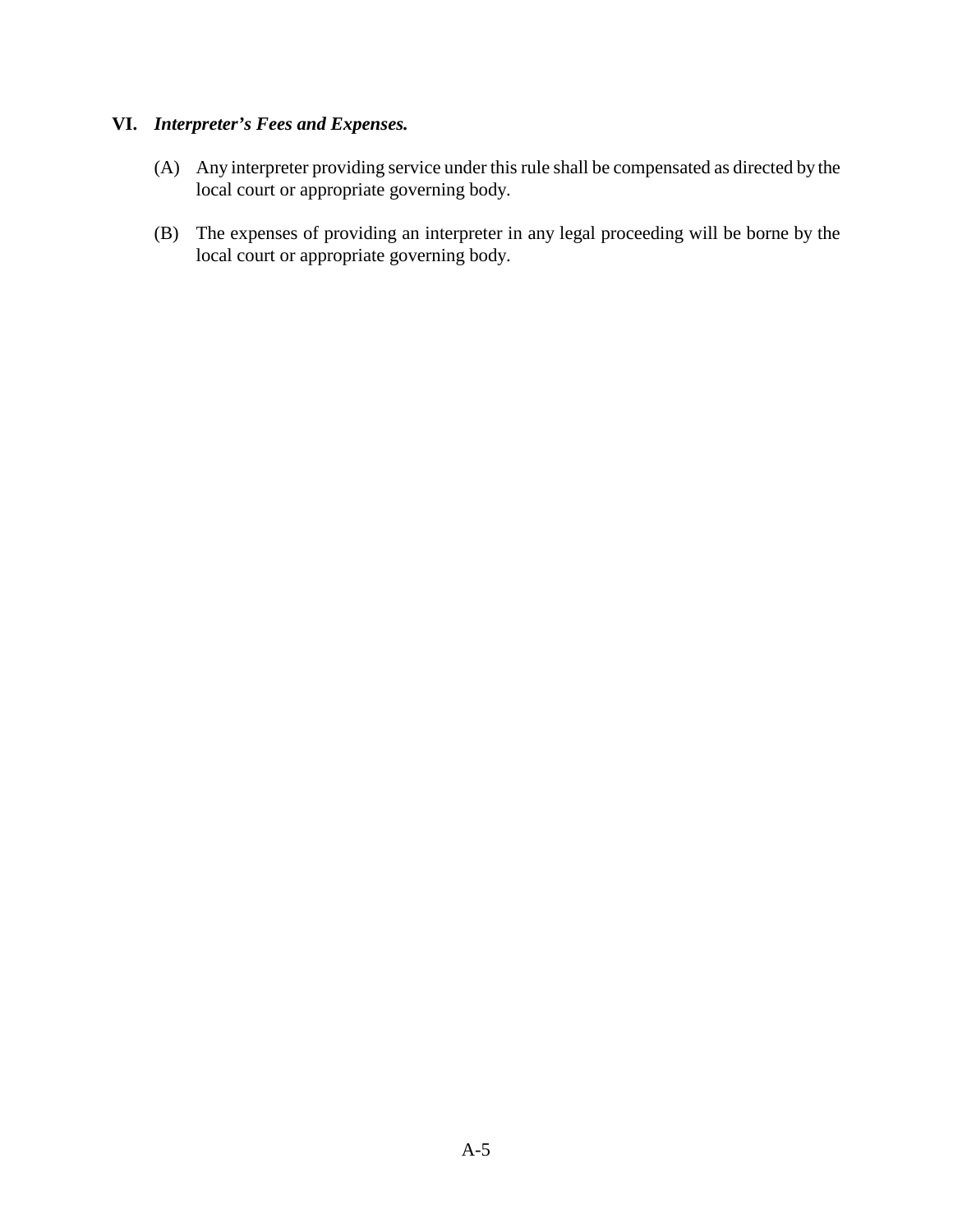**VI.** ***Interpreter's Fees and Expenses.***

(A) Any interpreter providing service under this rule shall be compensated as directed by the local court or appropriate governing body.

(B) The expenses of providing an interpreter in any legal proceeding will be borne by the local court or appropriate governing body.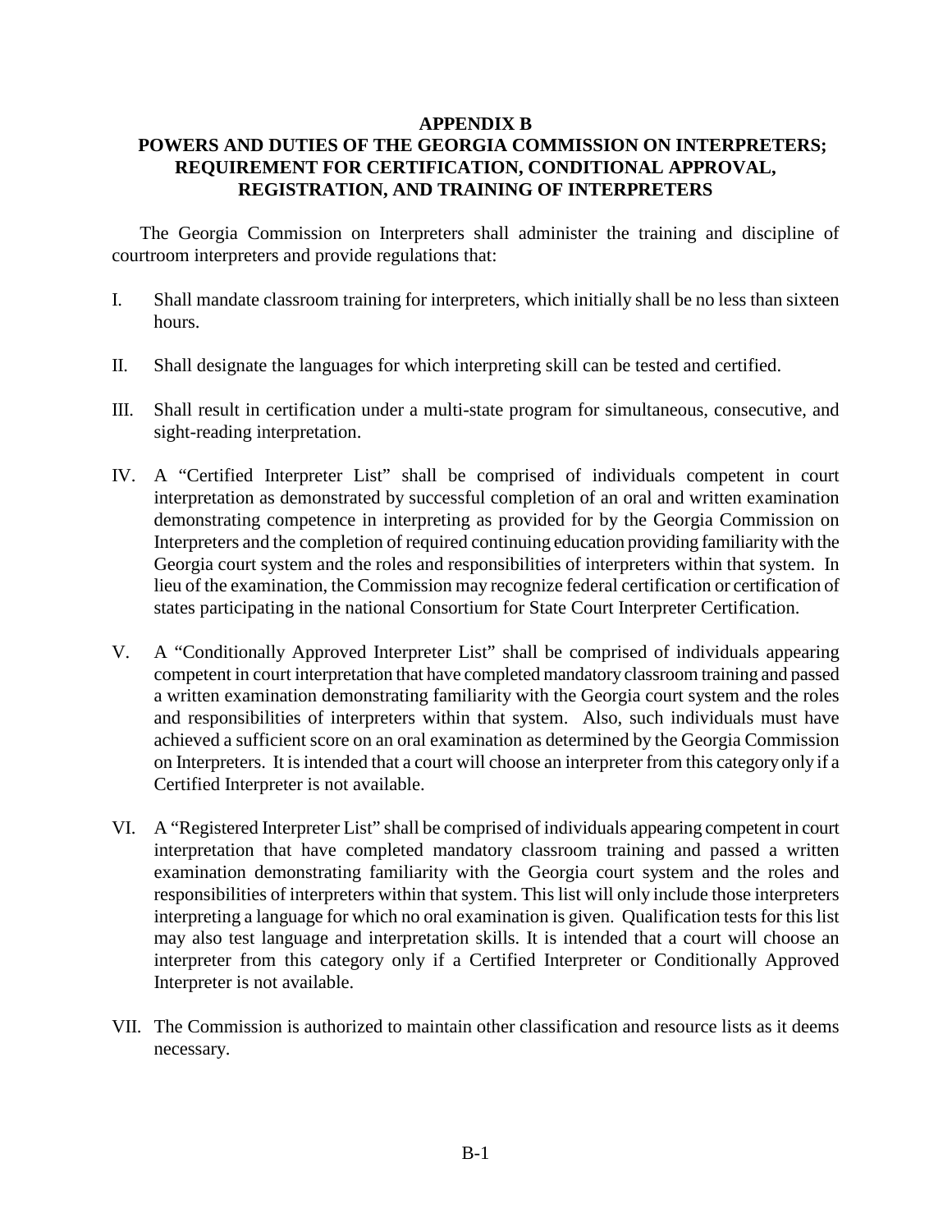## APPENDIX B
## POWERS AND DUTIES OF THE GEORGIA COMMISSION ON INTERPRETERS; REQUIREMENT FOR CERTIFICATION, CONDITIONAL APPROVAL, REGISTRATION, AND TRAINING OF INTERPRETERS

The Georgia Commission on Interpreters shall administer the training and discipline of courtroom interpreters and provide regulations that:

I. Shall mandate classroom training for interpreters, which initially shall be no less than sixteen hours.

II. Shall designate the languages for which interpreting skill can be tested and certified.

III. Shall result in certification under a multi-state program for simultaneous, consecutive, and sight-reading interpretation.

IV. A "Certified Interpreter List" shall be comprised of individuals competent in court interpretation as demonstrated by successful completion of an oral and written examination demonstrating competence in interpreting as provided for by the Georgia Commission on Interpreters and the completion of required continuing education providing familiarity with the Georgia court system and the roles and responsibilities of interpreters within that system. In lieu of the examination, the Commission may recognize federal certification or certification of states participating in the national Consortium for State Court Interpreter Certification.

V. A "Conditionally Approved Interpreter List" shall be comprised of individuals appearing competent in court interpretation that have completed mandatory classroom training and passed a written examination demonstrating familiarity with the Georgia court system and the roles and responsibilities of interpreters within that system. Also, such individuals must have achieved a sufficient score on an oral examination as determined by the Georgia Commission on Interpreters. It is intended that a court will choose an interpreter from this category only if a Certified Interpreter is not available.

VI. A "Registered Interpreter List" shall be comprised of individuals appearing competent in court interpretation that have completed mandatory classroom training and passed a written examination demonstrating familiarity with the Georgia court system and the roles and responsibilities of interpreters within that system. This list will only include those interpreters interpreting a language for which no oral examination is given. Qualification tests for this list may also test language and interpretation skills. It is intended that a court will choose an interpreter from this category only if a Certified Interpreter or Conditionally Approved Interpreter is not available.

VII. The Commission is authorized to maintain other classification and resource lists as it deems necessary.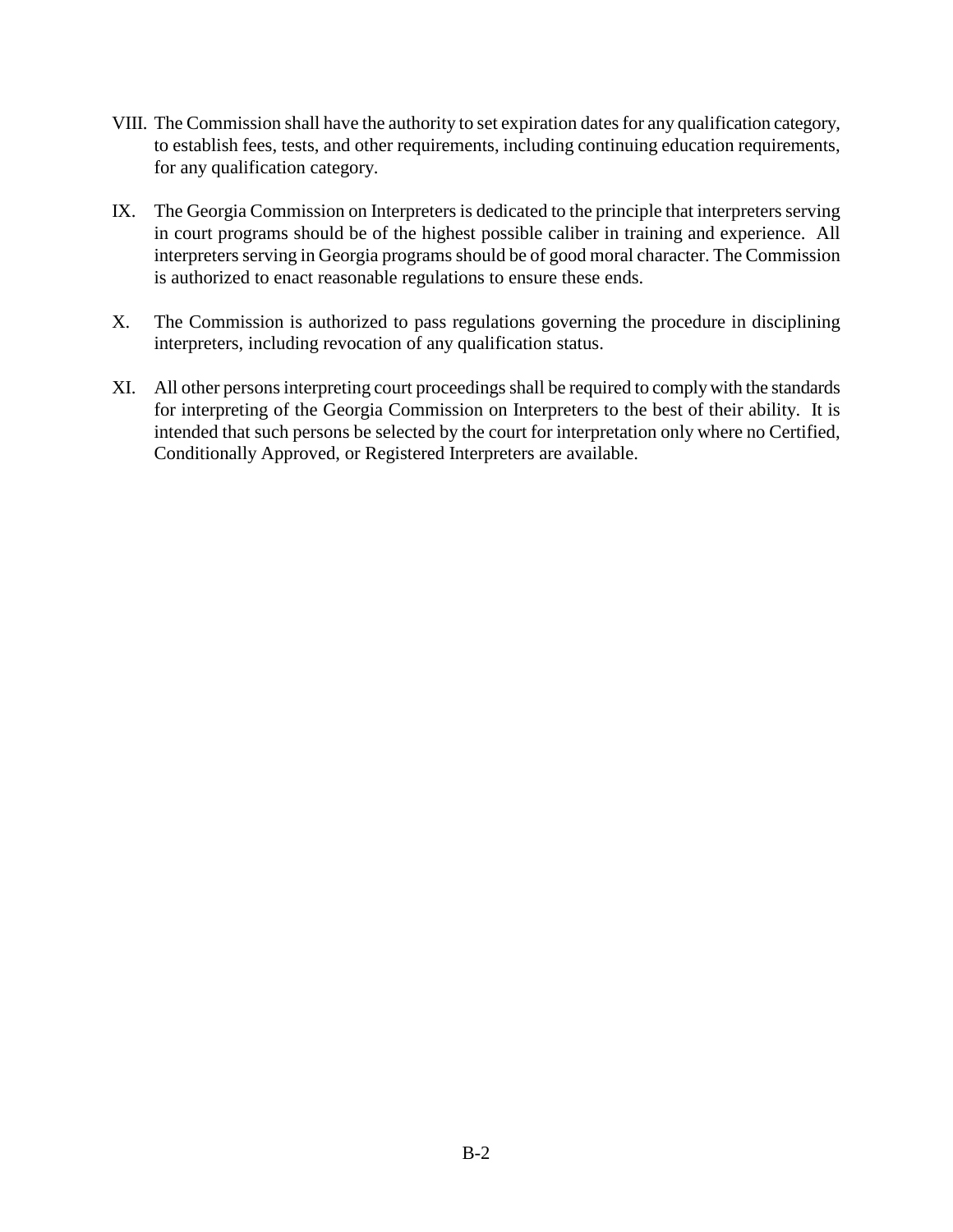VIII. The Commission shall have the authority to set expiration dates for any qualification category, to establish fees, tests, and other requirements, including continuing education requirements, for any qualification category.

IX. The Georgia Commission on Interpreters is dedicated to the principle that interpreters serving in court programs should be of the highest possible caliber in training and experience. All interpreters serving in Georgia programs should be of good moral character. The Commission is authorized to enact reasonable regulations to ensure these ends.

X. The Commission is authorized to pass regulations governing the procedure in disciplining interpreters, including revocation of any qualification status.

XI. All other persons interpreting court proceedings shall be required to comply with the standards for interpreting of the Georgia Commission on Interpreters to the best of their ability. It is intended that such persons be selected by the court for interpretation only where no Certified, Conditionally Approved, or Registered Interpreters are available.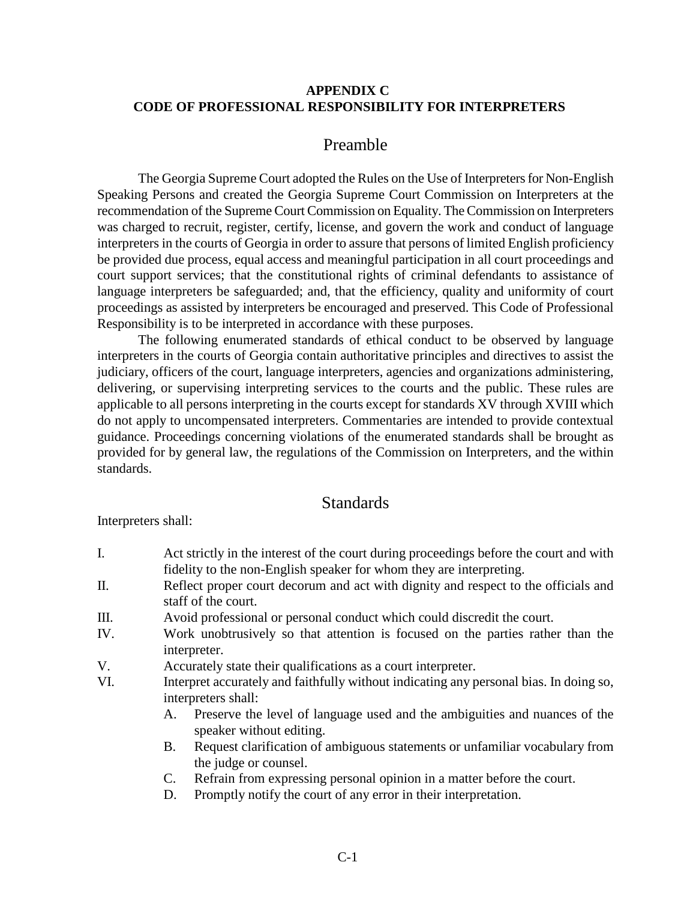# APPENDIX C
# CODE OF PROFESSIONAL RESPONSIBILITY FOR INTERPRETERS

## Preamble

The Georgia Supreme Court adopted the Rules on the Use of Interpreters for Non-English Speaking Persons and created the Georgia Supreme Court Commission on Interpreters at the recommendation of the Supreme Court Commission on Equality. The Commission on Interpreters was charged to recruit, register, certify, license, and govern the work and conduct of language interpreters in the courts of Georgia in order to assure that persons of limited English proficiency be provided due process, equal access and meaningful participation in all court proceedings and court support services; that the constitutional rights of criminal defendants to assistance of language interpreters be safeguarded; and, that the efficiency, quality and uniformity of court proceedings as assisted by interpreters be encouraged and preserved. This Code of Professional Responsibility is to be interpreted in accordance with these purposes.

The following enumerated standards of ethical conduct to be observed by language interpreters in the courts of Georgia contain authoritative principles and directives to assist the judiciary, officers of the court, language interpreters, agencies and organizations administering, delivering, or supervising interpreting services to the courts and the public. These rules are applicable to all persons interpreting in the courts except for standards XV through XVIII which do not apply to uncompensated interpreters. Commentaries are intended to provide contextual guidance. Proceedings concerning violations of the enumerated standards shall be brought as provided for by general law, the regulations of the Commission on Interpreters, and the within standards.

## Standards

Interpreters shall:

I. Act strictly in the interest of the court during proceedings before the court and with fidelity to the non-English speaker for whom they are interpreting.

II. Reflect proper court decorum and act with dignity and respect to the officials and staff of the court.

III. Avoid professional or personal conduct which could discredit the court.

IV. Work unobtrusively so that attention is focused on the parties rather than the interpreter.

V. Accurately state their qualifications as a court interpreter.

VI. Interpret accurately and faithfully without indicating any personal bias. In doing so, interpreters shall:

   A. Preserve the level of language used and the ambiguities and nuances of the speaker without editing.

   B. Request clarification of ambiguous statements or unfamiliar vocabulary from the judge or counsel.

   C. Refrain from expressing personal opinion in a matter before the court.

   D. Promptly notify the court of any error in their interpretation.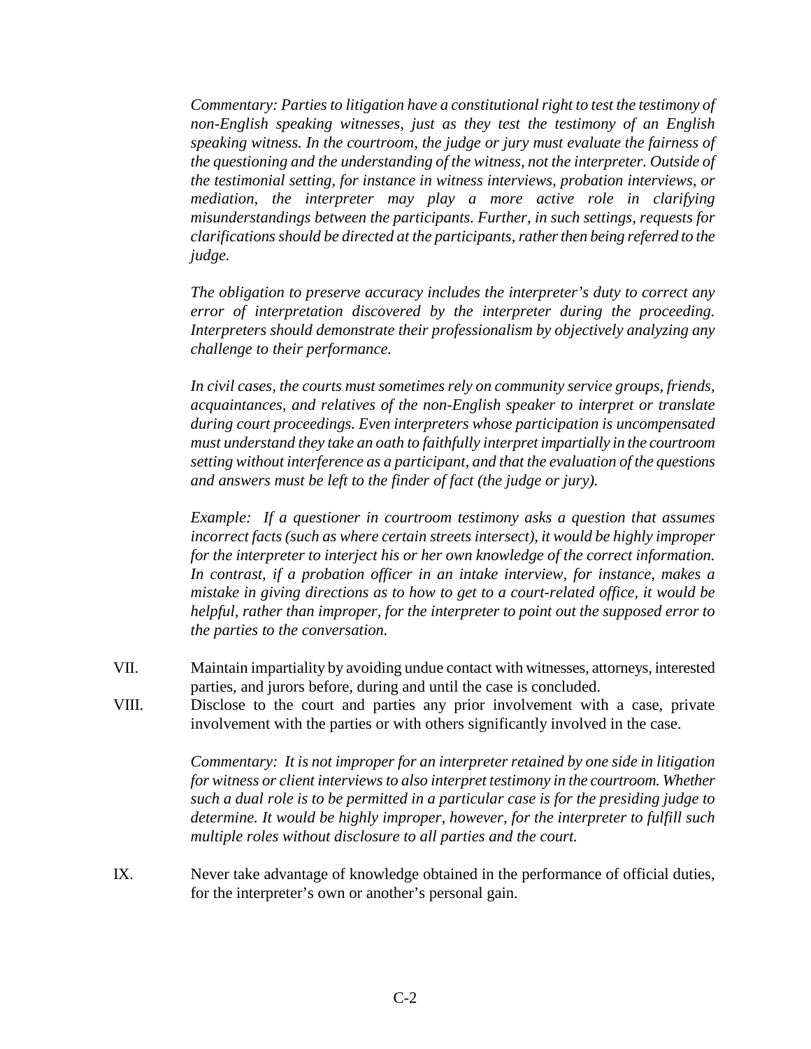*Commentary: Parties to litigation have a constitutional right to test the testimony of non-English speaking witnesses, just as they test the testimony of an English speaking witness. In the courtroom, the judge or jury must evaluate the fairness of the questioning and the understanding of the witness, not the interpreter. Outside of the testimonial setting, for instance in witness interviews, probation interviews, or mediation, the interpreter may play a more active role in clarifying misunderstandings between the participants. Further, in such settings, requests for clarifications should be directed at the participants, rather then being referred to the judge.*

*The obligation to preserve accuracy includes the interpreter's duty to correct any error of interpretation discovered by the interpreter during the proceeding. Interpreters should demonstrate their professionalism by objectively analyzing any challenge to their performance.*

*In civil cases, the courts must sometimes rely on community service groups, friends, acquaintances, and relatives of the non-English speaker to interpret or translate during court proceedings. Even interpreters whose participation is uncompensated must understand they take an oath to faithfully interpret impartially in the courtroom setting without interference as a participant, and that the evaluation of the questions and answers must be left to the finder of fact (the judge or jury).*

*Example: If a questioner in courtroom testimony asks a question that assumes incorrect facts (such as where certain streets intersect), it would be highly improper for the interpreter to interject his or her own knowledge of the correct information. In contrast, if a probation officer in an intake interview, for instance, makes a mistake in giving directions as to how to get to a court-related office, it would be helpful, rather than improper, for the interpreter to point out the supposed error to the parties to the conversation.*

VII. Maintain impartiality by avoiding undue contact with witnesses, attorneys, interested parties, and jurors before, during and until the case is concluded.

VIII. Disclose to the court and parties any prior involvement with a case, private involvement with the parties or with others significantly involved in the case.

*Commentary: It is not improper for an interpreter retained by one side in litigation for witness or client interviews to also interpret testimony in the courtroom. Whether such a dual role is to be permitted in a particular case is for the presiding judge to determine. It would be highly improper, however, for the interpreter to fulfill such multiple roles without disclosure to all parties and the court.*

IX. Never take advantage of knowledge obtained in the performance of official duties, for the interpreter's own or another's personal gain.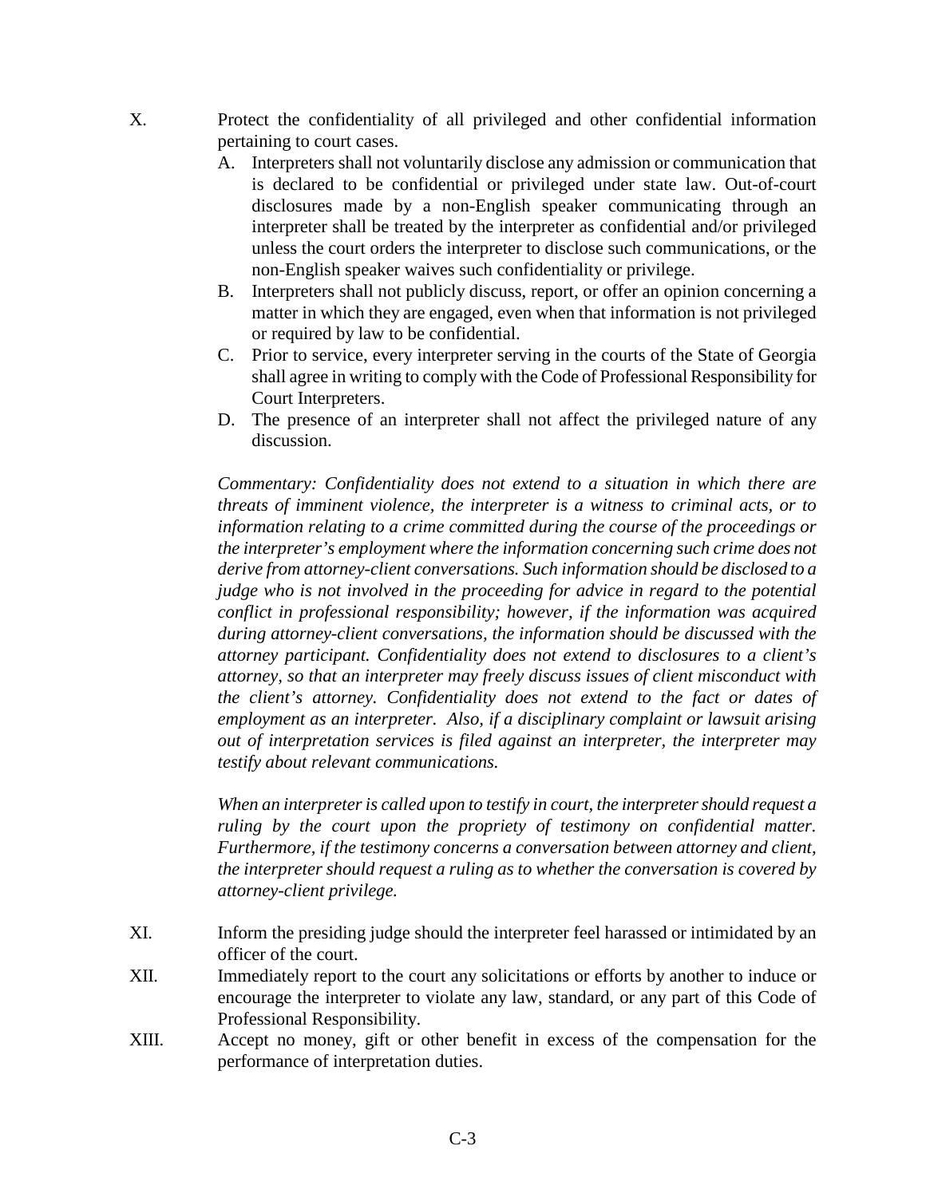X. Protect the confidentiality of all privileged and other confidential information pertaining to court cases.

   A. Interpreters shall not voluntarily disclose any admission or communication that is declared to be confidential or privileged under state law. Out-of-court disclosures made by a non-English speaker communicating through an interpreter shall be treated by the interpreter as confidential and/or privileged unless the court orders the interpreter to disclose such communications, or the non-English speaker waives such confidentiality or privilege.
   B. Interpreters shall not publicly discuss, report, or offer an opinion concerning a matter in which they are engaged, even when that information is not privileged or required by law to be confidential.
   C. Prior to service, every interpreter serving in the courts of the State of Georgia shall agree in writing to comply with the Code of Professional Responsibility for Court Interpreters.
   D. The presence of an interpreter shall not affect the privileged nature of any discussion.

   *Commentary: Confidentiality does not extend to a situation in which there are threats of imminent violence, the interpreter is a witness to criminal acts, or to information relating to a crime committed during the course of the proceedings or the interpreter's employment where the information concerning such crime does not derive from attorney-client conversations. Such information should be disclosed to a judge who is not involved in the proceeding for advice in regard to the potential conflict in professional responsibility; however, if the information was acquired during attorney-client conversations, the information should be discussed with the attorney participant. Confidentiality does not extend to disclosures to a client's attorney, so that an interpreter may freely discuss issues of client misconduct with the client's attorney. Confidentiality does not extend to the fact or dates of employment as an interpreter. Also, if a disciplinary complaint or lawsuit arising out of interpretation services is filed against an interpreter, the interpreter may testify about relevant communications.*

   *When an interpreter is called upon to testify in court, the interpreter should request a ruling by the court upon the propriety of testimony on confidential matter. Furthermore, if the testimony concerns a conversation between attorney and client, the interpreter should request a ruling as to whether the conversation is covered by attorney-client privilege.*

XI. Inform the presiding judge should the interpreter feel harassed or intimidated by an officer of the court.

XII. Immediately report to the court any solicitations or efforts by another to induce or encourage the interpreter to violate any law, standard, or any part of this Code of Professional Responsibility.

XIII. Accept no money, gift or other benefit in excess of the compensation for the performance of interpretation duties.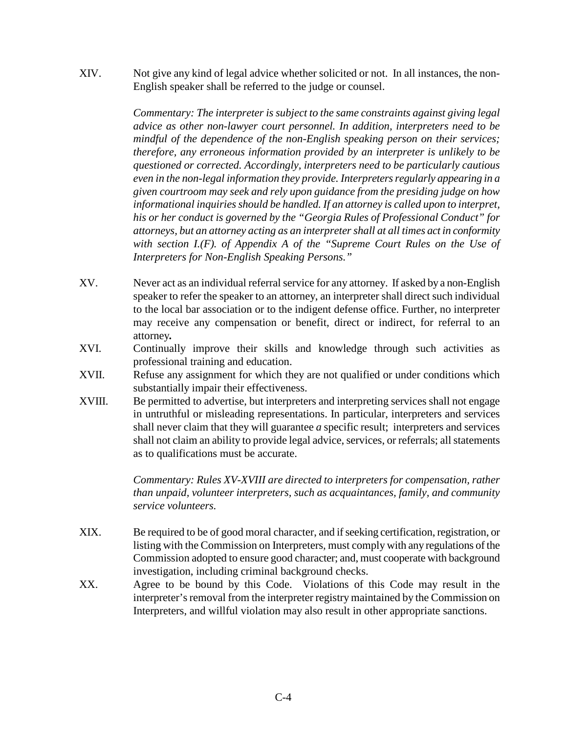XIV. Not give any kind of legal advice whether solicited or not. In all instances, the non-English speaker shall be referred to the judge or counsel.

*Commentary: The interpreter is subject to the same constraints against giving legal advice as other non-lawyer court personnel. In addition, interpreters need to be mindful of the dependence of the non-English speaking person on their services; therefore, any erroneous information provided by an interpreter is unlikely to be questioned or corrected. Accordingly, interpreters need to be particularly cautious even in the non-legal information they provide. Interpreters regularly appearing in a given courtroom may seek and rely upon guidance from the presiding judge on how informational inquiries should be handled. If an attorney is called upon to interpret, his or her conduct is governed by the "Georgia Rules of Professional Conduct" for attorneys, but an attorney acting as an interpreter shall at all times act in conformity with section I.(F). of Appendix A of the "Supreme Court Rules on the Use of Interpreters for Non-English Speaking Persons."*

XV. Never act as an individual referral service for any attorney. If asked by a non-English speaker to refer the speaker to an attorney, an interpreter shall direct such individual to the local bar association or to the indigent defense office. Further, no interpreter may receive any compensation or benefit, direct or indirect, for referral to an attorney**.**

XVI. Continually improve their skills and knowledge through such activities as professional training and education.

XVII. Refuse any assignment for which they are not qualified or under conditions which substantially impair their effectiveness.

XVIII. Be permitted to advertise, but interpreters and interpreting services shall not engage in untruthful or misleading representations. In particular, interpreters and services shall never claim that they will guarantee *a* specific result; interpreters and services shall not claim an ability to provide legal advice, services, or referrals; all statements as to qualifications must be accurate.

*Commentary: Rules XV-XVIII are directed to interpreters for compensation, rather than unpaid, volunteer interpreters, such as acquaintances, family, and community service volunteers.*

XIX. Be required to be of good moral character, and if seeking certification, registration, or listing with the Commission on Interpreters, must comply with any regulations of the Commission adopted to ensure good character; and, must cooperate with background investigation, including criminal background checks.

XX. Agree to be bound by this Code. Violations of this Code may result in the interpreter's removal from the interpreter registry maintained by the Commission on Interpreters, and willful violation may also result in other appropriate sanctions.